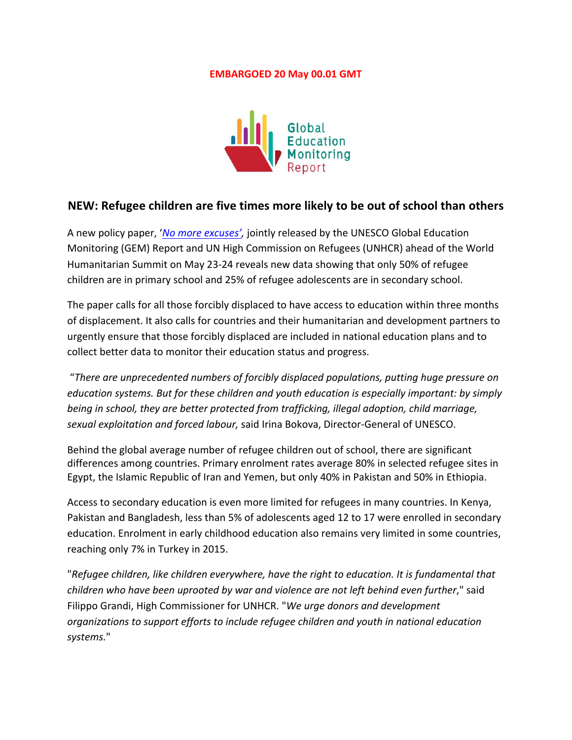**EMBARGOED 20 May 00.01 GMT**

Global Education Monitoring Report

## NEW: Refugee children are five times more likely to be out of school than others

A new policy paper, '*No more excuses'*, jointly released by the UNESCO Global Education Monitoring (GEM) Report and UN High Commission on Refugees (UNHCR) ahead of the World Humanitarian Summit on May 23-24 reveals new data showing that only 50% of refugee children are in primary school and 25% of refugee adolescents are in secondary school.

The paper calls for all those forcibly displaced to have access to education within three months of displacement. It also calls for countries and their humanitarian and development partners to urgently ensure that those forcibly displaced are included in national education plans and to collect better data to monitor their education status and progress.

"*There are unprecedented numbers of forcibly displaced populations, putting huge pressure on education systems. But for these children and youth education is especially important: by simply being in school, they are better protected from trafficking, illegal adoption, child marriage, sexual exploitation and forced labour,* said Irina Bokova, Director-General of UNESCO.

Behind the global average number of refugee children out of school, there are significant differences among countries. Primary enrolment rates average 80% in selected refugee sites in Egypt, the Islamic Republic of Iran and Yemen, but only 40% in Pakistan and 50% in Ethiopia.

Access to secondary education is even more limited for refugees in many countries. In Kenya, Pakistan and Bangladesh, less than 5% of adolescents aged 12 to 17 were enrolled in secondary education. Enrolment in early childhood education also remains very limited in some countries, reaching only 7% in Turkey in 2015.

"*Refugee children, like children everywhere, have the right to education. It is fundamental that children who have been uprooted by war and violence are not left behind even further*," said Filippo Grandi, High Commissioner for UNHCR. "*We urge donors and development organizations to support efforts to include refugee children and youth in national education systems.*"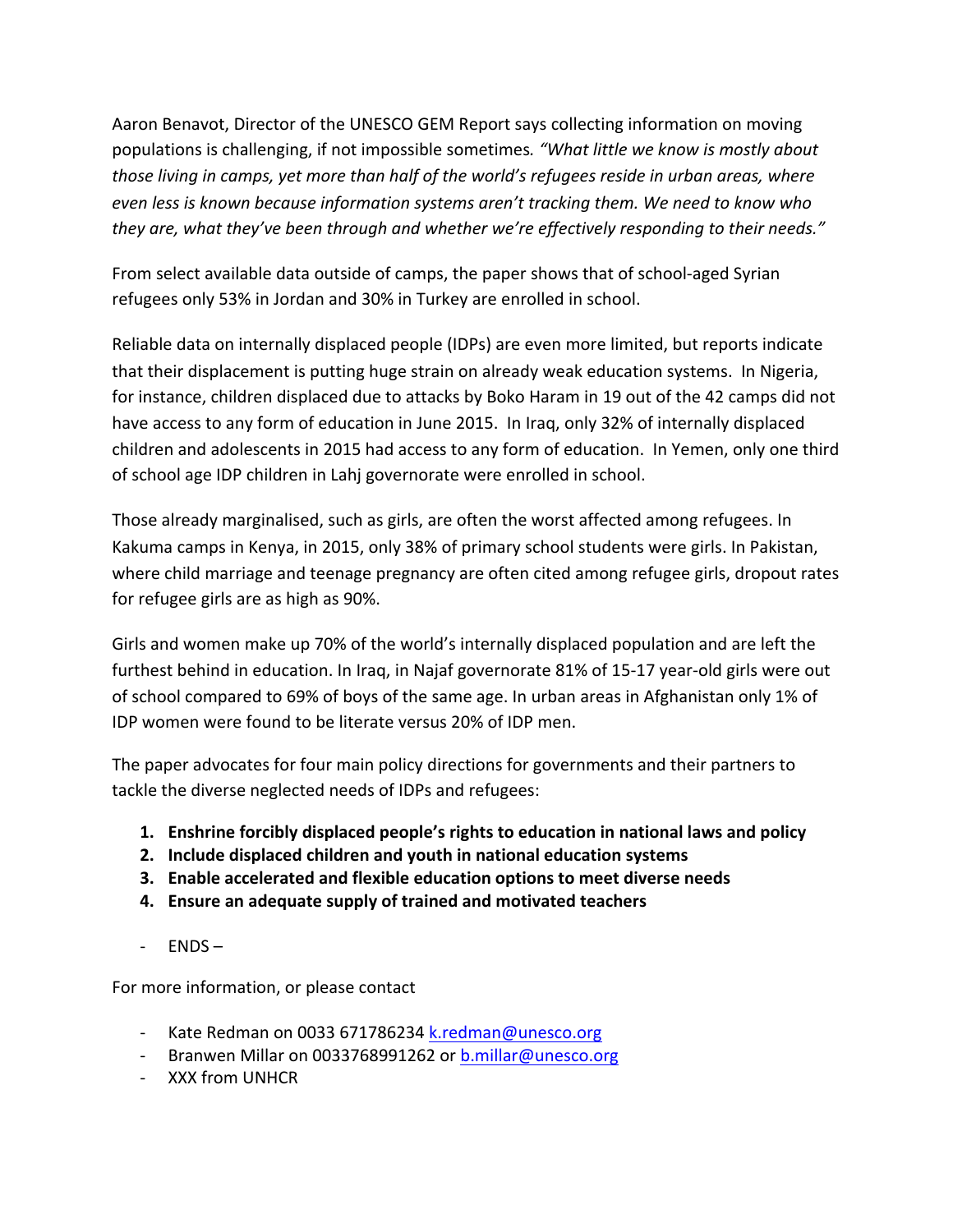Aaron Benavot, Director of the UNESCO GEM Report says collecting information on moving populations is challenging, if not impossible sometimes. *"What little we know is mostly about those living in camps, yet more than half of the world's refugees reside in urban areas, where even less is known because information systems aren't tracking them. We need to know who they are, what they've been through and whether we're effectively responding to their needs."*

From select available data outside of camps, the paper shows that of school-aged Syrian refugees only 53% in Jordan and 30% in Turkey are enrolled in school.

Reliable data on internally displaced people (IDPs) are even more limited, but reports indicate that their displacement is putting huge strain on already weak education systems. In Nigeria, for instance, children displaced due to attacks by Boko Haram in 19 out of the 42 camps did not have access to any form of education in June 2015. In Iraq, only 32% of internally displaced children and adolescents in 2015 had access to any form of education. In Yemen, only one third of school age IDP children in Lahj governorate were enrolled in school.

Those already marginalised, such as girls, are often the worst affected among refugees. In Kakuma camps in Kenya, in 2015, only 38% of primary school students were girls. In Pakistan, where child marriage and teenage pregnancy are often cited among refugee girls, dropout rates for refugee girls are as high as 90%.

Girls and women make up 70% of the world's internally displaced population and are left the furthest behind in education. In Iraq, in Najaf governorate 81% of 15-17 year-old girls were out of school compared to 69% of boys of the same age. In urban areas in Afghanistan only 1% of IDP women were found to be literate versus 20% of IDP men.

The paper advocates for four main policy directions for governments and their partners to tackle the diverse neglected needs of IDPs and refugees:

1. **Enshrine forcibly displaced people's rights to education in national laws and policy**
2. **Include displaced children and youth in national education systems**
3. **Enable accelerated and flexible education options to meet diverse needs**
4. **Ensure an adequate supply of trained and motivated teachers**

- ENDS –

For more information, or please contact

- Kate Redman on 0033 671786234 k.redman@unesco.org
- Branwen Millar on 0033768991262 or b.millar@unesco.org
- XXX from UNHCR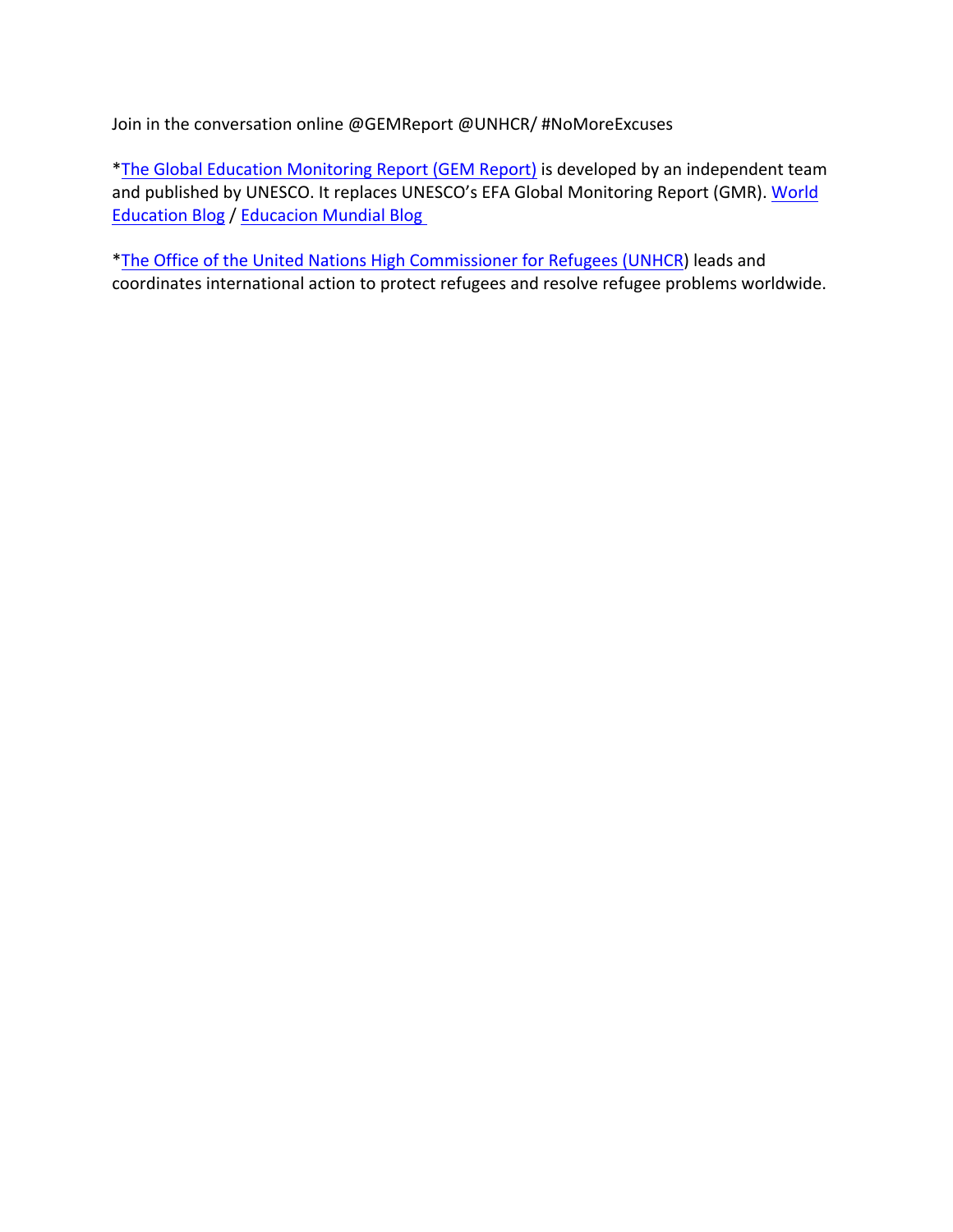Join in the conversation online @GEMReport @UNHCR/ #NoMoreExcuses

*[The Global Education Monitoring Report (GEM Report)] is developed by an independent team and published by UNESCO. It replaces UNESCO's EFA Global Monitoring Report (GMR). [World Education Blog] / [Educacion Mundial Blog]

*[The Office of the United Nations High Commissioner for Refugees (UNHCR]) leads and coordinates international action to protect refugees and resolve refugee problems worldwide.